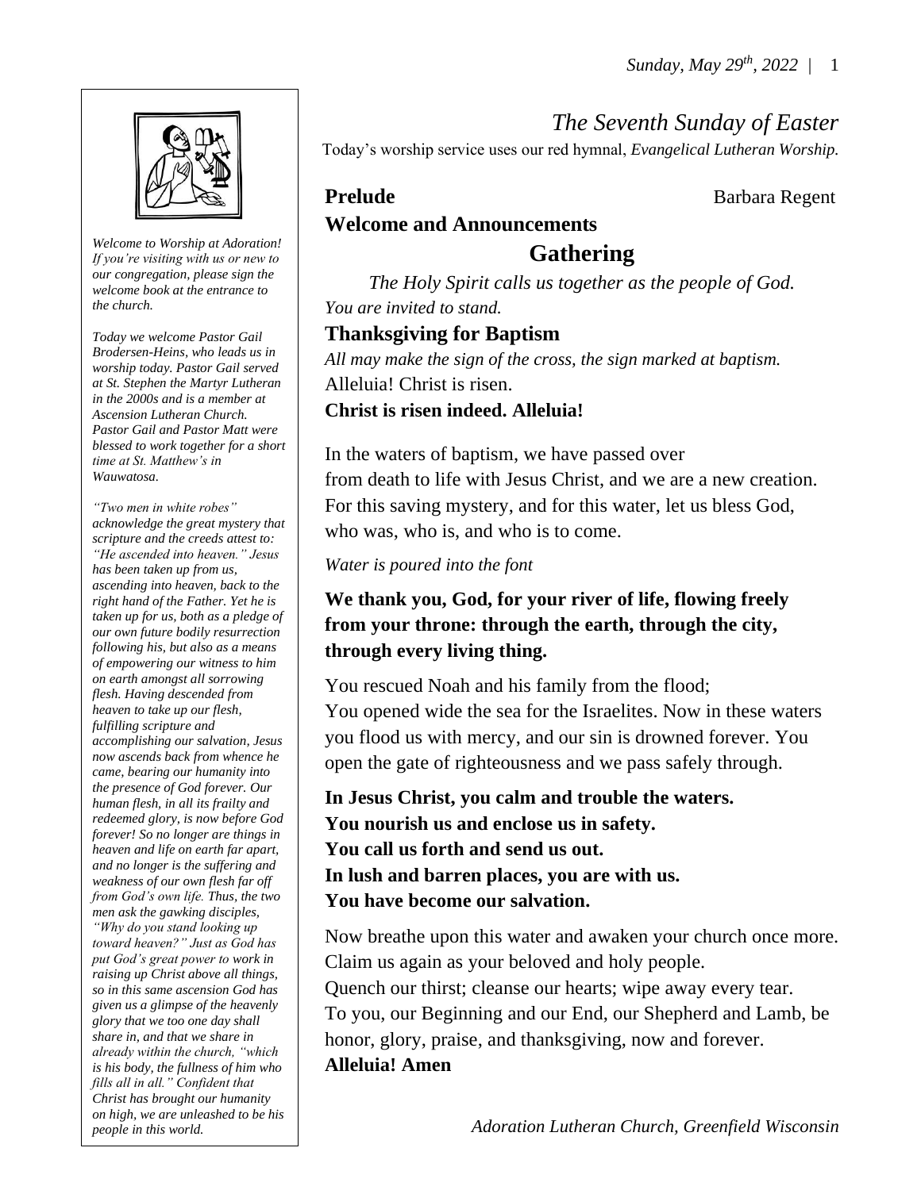# The Seventh Sunday of Easter

Today's worship service uses our red hymnal, *Evangelical Lutheran Worship.*

*Welcome to Worship at Adoration! If you're visiting with us or new to our congregation, please sign the welcome book at the entrance to the church.*

*Today we welcome Pastor Gail Brodersen-Heins, who leads us in worship today. Pastor Gail served at St. Stephen the Martyr Lutheran in the 2000s and is a member at Ascension Lutheran Church. Pastor Gail and Pastor Matt were blessed to work together for a short time at St. Matthew's in Wauwatosa.*

*"Two men in white robes" acknowledge the great mystery that scripture and the creeds attest to: "He ascended into heaven." Jesus has been taken up from us, ascending into heaven, back to the right hand of the Father. Yet he is taken up for us, both as a pledge of our own future bodily resurrection following his, but also as a means of empowering our witness to him on earth amongst all sorrowing flesh. Having descended from heaven to take up our flesh, fulfilling scripture and accomplishing our salvation, Jesus now ascends back from whence he came, bearing our humanity into the presence of God forever. Our human flesh, in all its frailty and redeemed glory, is now before God forever! So no longer are things in heaven and life on earth far apart, and no longer is the suffering and weakness of our own flesh far off from God's own life. Thus, the two men ask the gawking disciples, "Why do you stand looking up toward heaven?" Just as God has put God's great power to work in raising up Christ above all things, so in this same ascension God has given us a glimpse of the heavenly glory that we too one day shall share in, and that we share in already within the church, "which is his body, the fullness of him who fills all in all." Confident that Christ has brought our humanity on high, we are unleashed to be his people in this world.*

**Prelude** Barbara Regent

**Welcome and Announcements**

## Gathering

*The Holy Spirit calls us together as the people of God.*

*You are invited to stand.*

### Thanksgiving for Baptism

*All may make the sign of the cross, the sign marked at baptism.*

Alleluia! Christ is risen.

**Christ is risen indeed. Alleluia!**

In the waters of baptism, we have passed over
from death to life with Jesus Christ, and we are a new creation.
For this saving mystery, and for this water, let us bless God,
who was, who is, and who is to come.

*Water is poured into the font*

**We thank you, God, for your river of life, flowing freely from your throne: through the earth, through the city, through every living thing.**

You rescued Noah and his family from the flood;
You opened wide the sea for the Israelites. Now in these waters you flood us with mercy, and our sin is drowned forever. You open the gate of righteousness and we pass safely through.

**In Jesus Christ, you calm and trouble the waters.**
**You nourish us and enclose us in safety.**
**You call us forth and send us out.**
**In lush and barren places, you are with us.**
**You have become our salvation.**

Now breathe upon this water and awaken your church once more.
Claim us again as your beloved and holy people.
Quench our thirst; cleanse our hearts; wipe away every tear.
To you, our Beginning and our End, our Shepherd and Lamb, be honor, glory, praise, and thanksgiving, now and forever.
**Alleluia! Amen**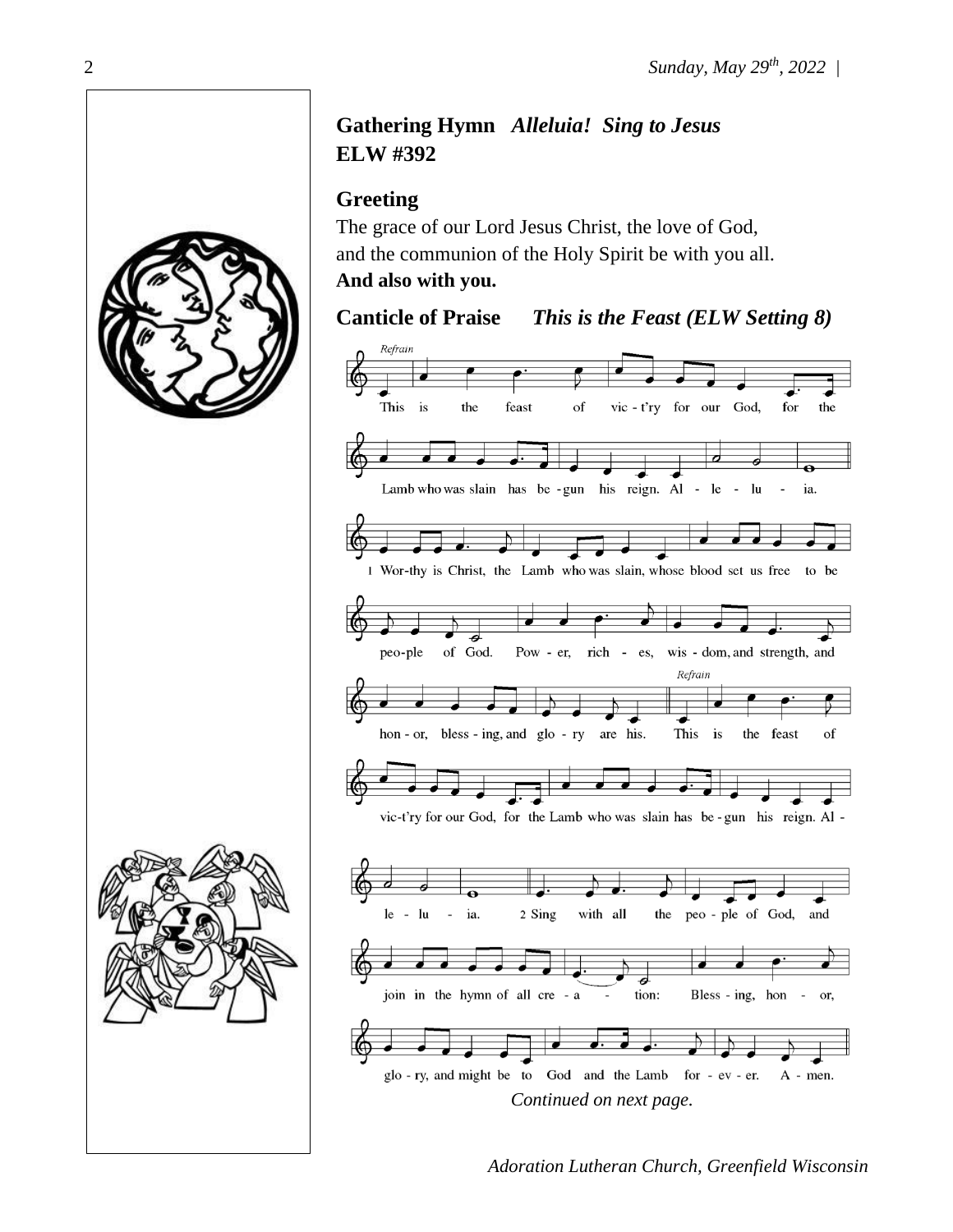**Gathering Hymn** ***Alleluia! Sing to Jesus***
**ELW #392**

**Greeting**

The grace of our Lord Jesus Christ, the love of God,
and the communion of the Holy Spirit be with you all.
**And also with you.**

**Canticle of Praise** ***This is the Feast (ELW Setting 8)***

*Refrain*

This is the feast of vic-t'ry for our God, for the Lamb who was slain has be-gun his reign. Al-le-lu-ia.

1 Wor-thy is Christ, the Lamb who was slain, whose blood set us free to be peo-ple of God. Pow-er, rich-es, wis-dom, and strength, and hon-or, bless-ing, and glo-ry are his.

*Refrain*

This is the feast of vic-t'ry for our God, for the Lamb who was slain has be-gun his reign. Al-le-lu-ia.

2 Sing with all the peo-ple of God, and join in the hymn of all cre-a-tion: Bless-ing, hon-or, glo-ry, and might be to God and the Lamb for-ev-er. A-men.

*Continued on next page.*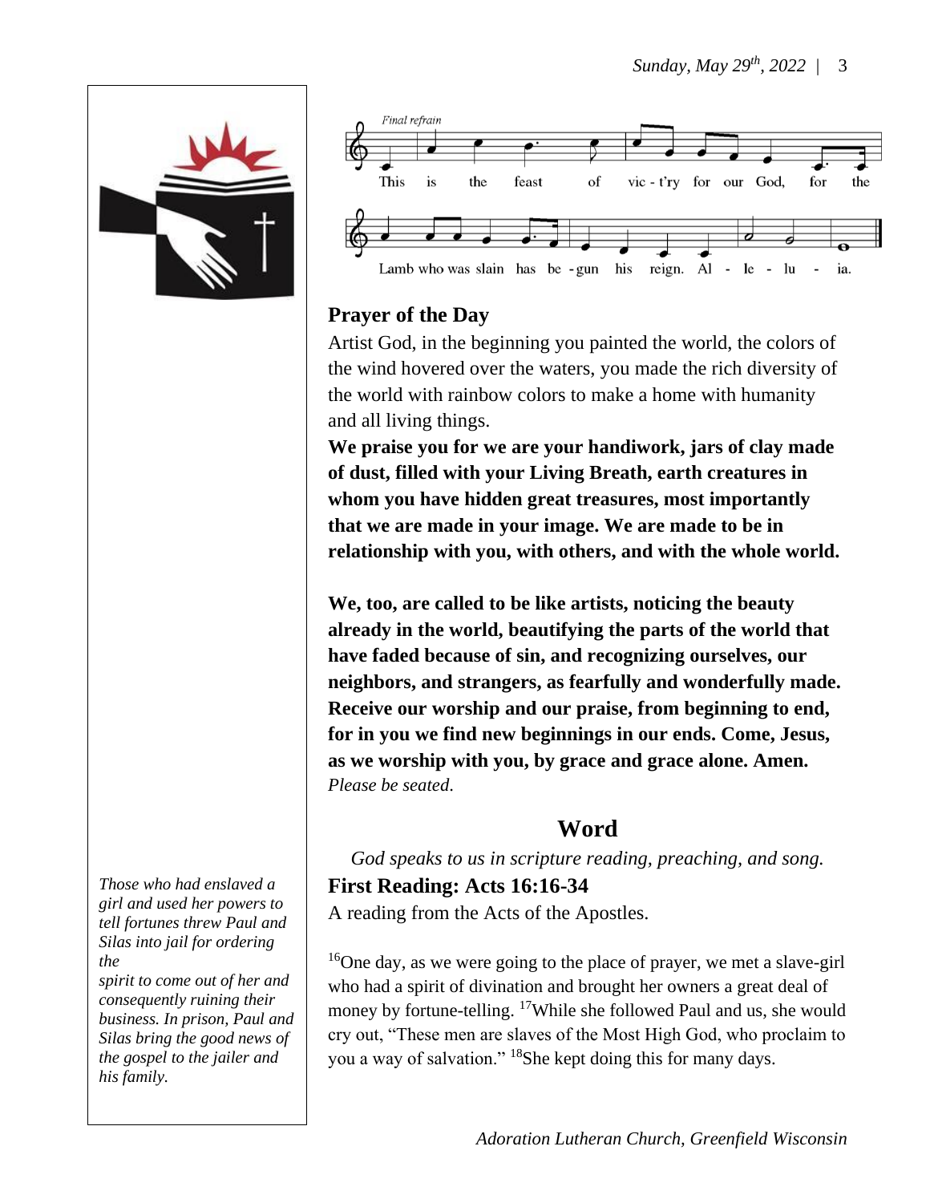*Final refrain*

This is the feast of vic - t'ry for our God, for the Lamb who was slain has be - gun his reign. Al - le - lu - ia.

## Prayer of the Day

Artist God, in the beginning you painted the world, the colors of the wind hovered over the waters, you made the rich diversity of the world with rainbow colors to make a home with humanity and all living things.

**We praise you for we are your handiwork, jars of clay made of dust, filled with your Living Breath, earth creatures in whom you have hidden great treasures, most importantly that we are made in your image. We are made to be in relationship with you, with others, and with the whole world.**

**We, too, are called to be like artists, noticing the beauty already in the world, beautifying the parts of the world that have faded because of sin, and recognizing ourselves, our neighbors, and strangers, as fearfully and wonderfully made. Receive our worship and our praise, from beginning to end, for in you we find new beginnings in our ends. Come, Jesus, as we worship with you, by grace and grace alone. Amen.**

*Please be seated.*

# Word

*God speaks to us in scripture reading, preaching, and song.*

## First Reading: Acts 16:16-34

*Those who had enslaved a girl and used her powers to tell fortunes threw Paul and Silas into jail for ordering the spirit to come out of her and consequently ruining their business. In prison, Paul and Silas bring the good news of the gospel to the jailer and his family.*

A reading from the Acts of the Apostles.

[16]One day, as we were going to the place of prayer, we met a slave-girl who had a spirit of divination and brought her owners a great deal of money by fortune-telling. [17]While she followed Paul and us, she would cry out, "These men are slaves of the Most High God, who proclaim to you a way of salvation." [18]She kept doing this for many days.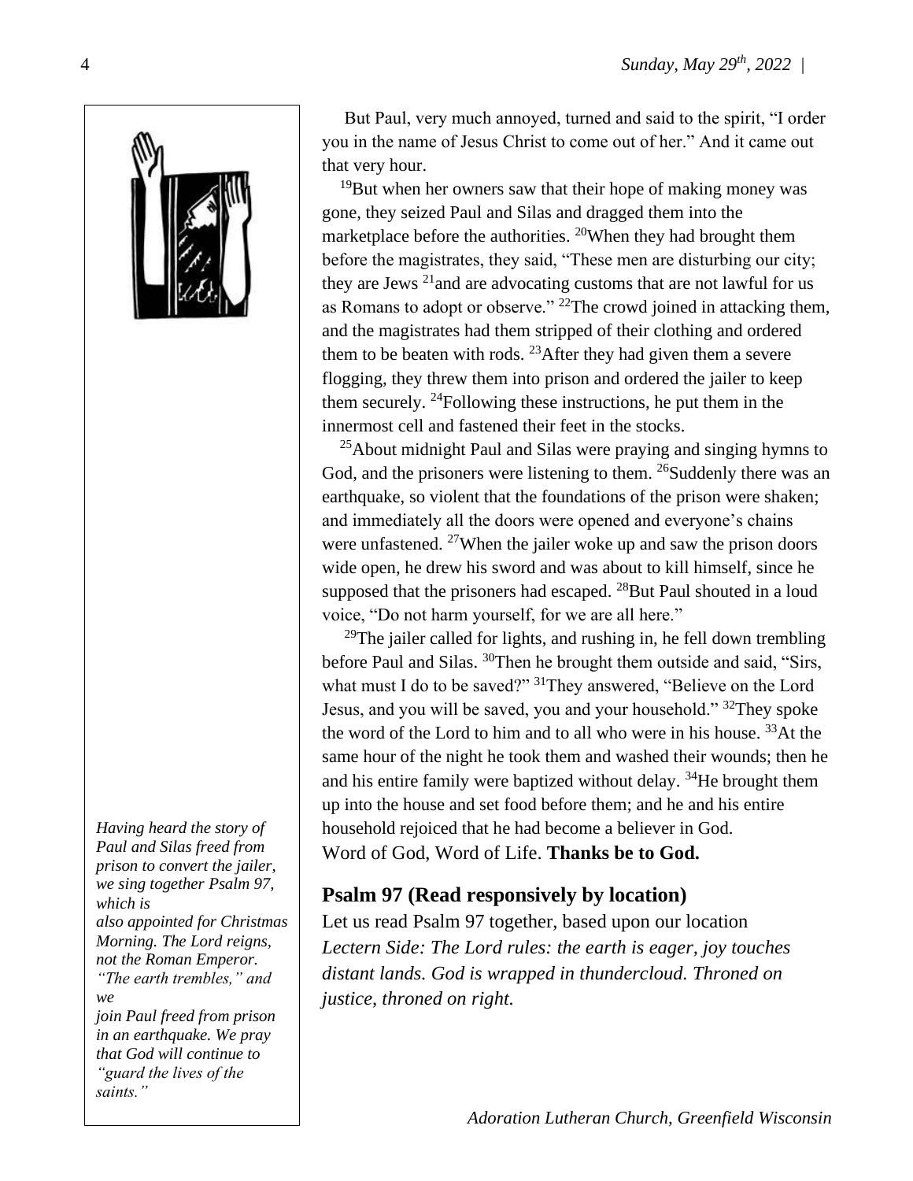But Paul, very much annoyed, turned and said to the spirit, "I order you in the name of Jesus Christ to come out of her." And it came out that very hour.

[19]But when her owners saw that their hope of making money was gone, they seized Paul and Silas and dragged them into the marketplace before the authorities. [20]When they had brought them before the magistrates, they said, "These men are disturbing our city; they are Jews [21]and are advocating customs that are not lawful for us as Romans to adopt or observe." [22]The crowd joined in attacking them, and the magistrates had them stripped of their clothing and ordered them to be beaten with rods. [23]After they had given them a severe flogging, they threw them into prison and ordered the jailer to keep them securely. [24]Following these instructions, he put them in the innermost cell and fastened their feet in the stocks.

[25]About midnight Paul and Silas were praying and singing hymns to God, and the prisoners were listening to them. [26]Suddenly there was an earthquake, so violent that the foundations of the prison were shaken; and immediately all the doors were opened and everyone's chains were unfastened. [27]When the jailer woke up and saw the prison doors wide open, he drew his sword and was about to kill himself, since he supposed that the prisoners had escaped. [28]But Paul shouted in a loud voice, "Do not harm yourself, for we are all here."

[29]The jailer called for lights, and rushing in, he fell down trembling before Paul and Silas. [30]Then he brought them outside and said, "Sirs, what must I do to be saved?" [31]They answered, "Believe on the Lord Jesus, and you will be saved, you and your household." [32]They spoke the word of the Lord to him and to all who were in his house. [33]At the same hour of the night he took them and washed their wounds; then he and his entire family were baptized without delay. [34]He brought them up into the house and set food before them; and he and his entire household rejoiced that he had become a believer in God.

Word of God, Word of Life. **Thanks be to God.**

*Having heard the story of Paul and Silas freed from prison to convert the jailer, we sing together Psalm 97, which is also appointed for Christmas Morning. The Lord reigns, not the Roman Emperor. "The earth trembles," and we join Paul freed from prison in an earthquake. We pray that God will continue to "guard the lives of the saints."*

### Psalm 97 (Read responsively by location)

Let us read Psalm 97 together, based upon our location

*Lectern Side: The Lord rules: the earth is eager, joy touches distant lands. God is wrapped in thundercloud. Throned on justice, throned on right.*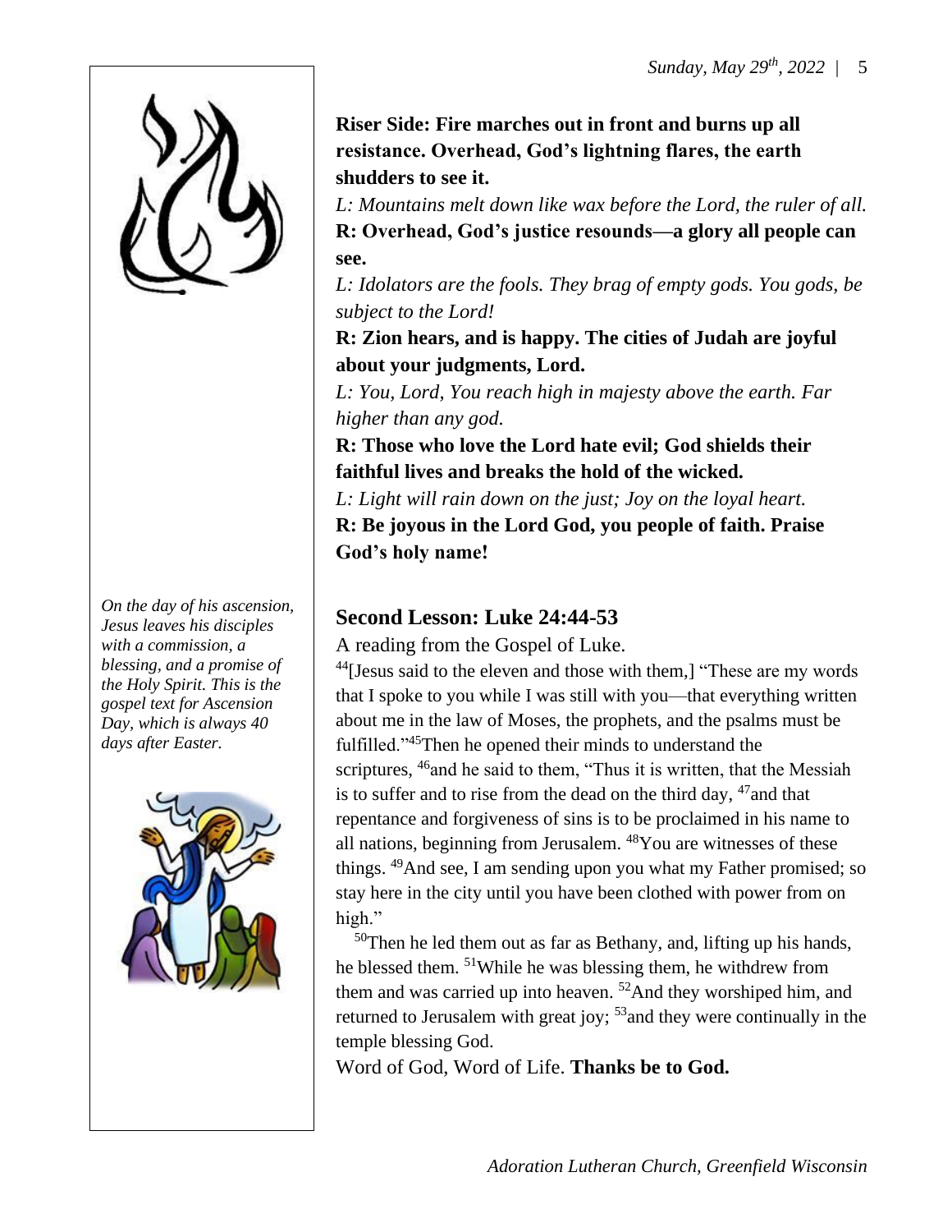**Riser Side: Fire marches out in front and burns up all resistance. Overhead, God's lightning flares, the earth shudders to see it.**

*L: Mountains melt down like wax before the Lord, the ruler of all.*

**R: Overhead, God's justice resounds—a glory all people can see.**

*L: Idolators are the fools. They brag of empty gods. You gods, be subject to the Lord!*

**R: Zion hears, and is happy. The cities of Judah are joyful about your judgments, Lord.**

*L: You, Lord, You reach high in majesty above the earth. Far higher than any god.*

**R: Those who love the Lord hate evil; God shields their faithful lives and breaks the hold of the wicked.**

*L: Light will rain down on the just; Joy on the loyal heart.*

**R: Be joyous in the Lord God, you people of faith. Praise God's holy name!**

*On the day of his ascension, Jesus leaves his disciples with a commission, a blessing, and a promise of the Holy Spirit. This is the gospel text for Ascension Day, which is always 40 days after Easter.*

## Second Lesson: Luke 24:44-53

A reading from the Gospel of Luke.

[44][Jesus said to the eleven and those with them,] "These are my words that I spoke to you while I was still with you—that everything written about me in the law of Moses, the prophets, and the psalms must be fulfilled."[45]Then he opened their minds to understand the scriptures, [46]and he said to them, "Thus it is written, that the Messiah is to suffer and to rise from the dead on the third day, [47]and that repentance and forgiveness of sins is to be proclaimed in his name to all nations, beginning from Jerusalem. [48]You are witnesses of these things. [49]And see, I am sending upon you what my Father promised; so stay here in the city until you have been clothed with power from on high."

[50]Then he led them out as far as Bethany, and, lifting up his hands, he blessed them. [51]While he was blessing them, he withdrew from them and was carried up into heaven. [52]And they worshiped him, and returned to Jerusalem with great joy; [53]and they were continually in the temple blessing God.

Word of God, Word of Life. **Thanks be to God.**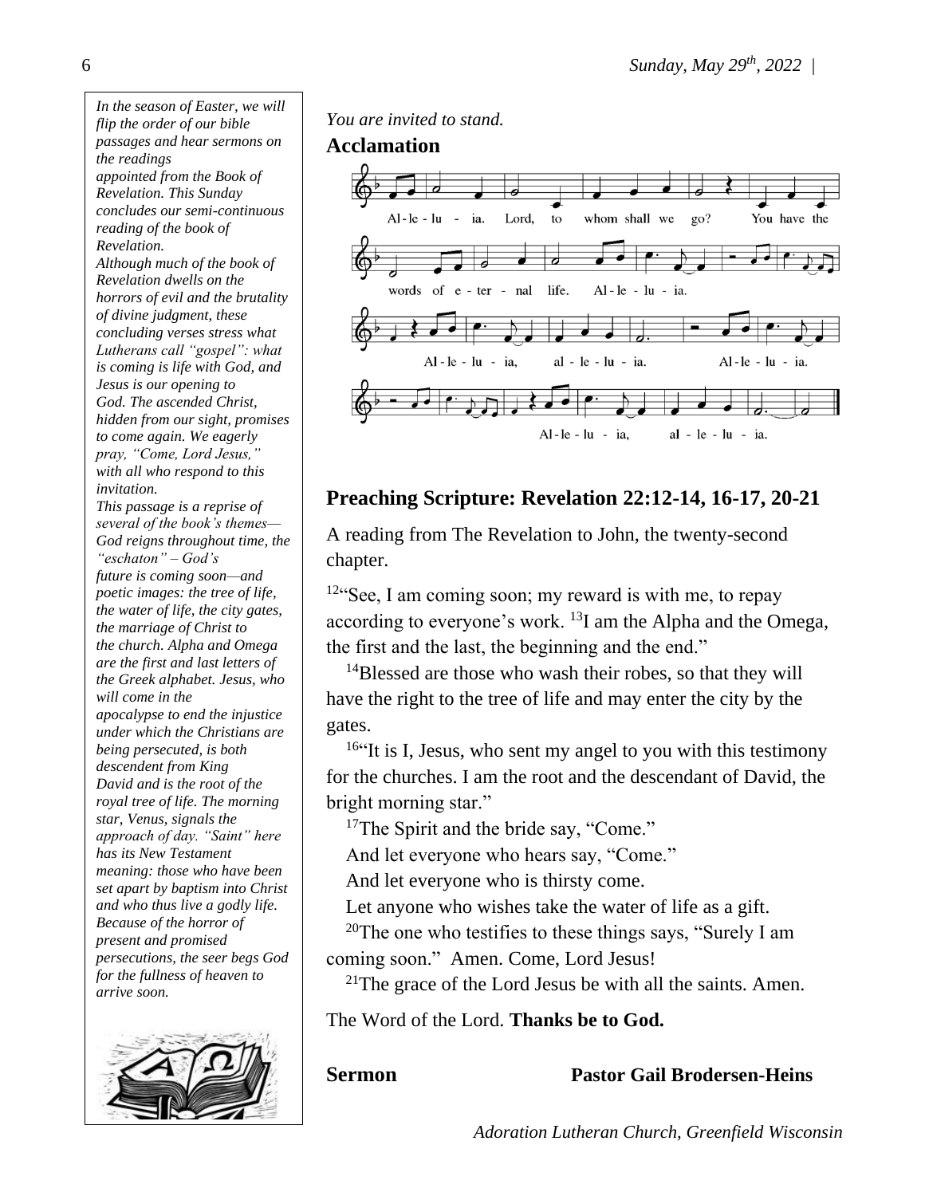*In the season of Easter, we will flip the order of our bible passages and hear sermons on the readings appointed from the Book of Revelation. This Sunday concludes our semi-continuous reading of the book of Revelation.*

*Although much of the book of Revelation dwells on the horrors of evil and the brutality of divine judgment, these concluding verses stress what Lutherans call "gospel": what is coming is life with God, and Jesus is our opening to God. The ascended Christ, hidden from our sight, promises to come again. We eagerly pray, "Come, Lord Jesus," with all who respond to this invitation.*

*This passage is a reprise of several of the book's themes—God reigns throughout time, the "eschaton" – God's future is coming soon—and poetic images: the tree of life, the water of life, the city gates, the marriage of Christ to the church. Alpha and Omega are the first and last letters of the Greek alphabet. Jesus, who will come in the apocalypse to end the injustice under which the Christians are being persecuted, is both descendent from King David and is the root of the royal tree of life. The morning star, Venus, signals the approach of day. "Saint" here has its New Testament meaning: those who have been set apart by baptism into Christ and who thus live a godly life. Because of the horror of present and promised persecutions, the seer begs God for the fullness of heaven to arrive soon.*

*You are invited to stand.*

**Acclamation**

Alleluia. Lord, to whom shall we go? You have the words of eternal life. Alleluia.
Alleluia, alleluia. Alleluia.
Alleluia, alleluia.

## Preaching Scripture: Revelation 22:12-14, 16-17, 20-21

A reading from The Revelation to John, the twenty-second chapter.

[12]"See, I am coming soon; my reward is with me, to repay according to everyone's work. [13]I am the Alpha and the Omega, the first and the last, the beginning and the end."

[14]Blessed are those who wash their robes, so that they will have the right to the tree of life and may enter the city by the gates.

[16]"It is I, Jesus, who sent my angel to you with this testimony for the churches. I am the root and the descendant of David, the bright morning star."

[17]The Spirit and the bride say, "Come."
And let everyone who hears say, "Come."
And let everyone who is thirsty come.
Let anyone who wishes take the water of life as a gift.

[20]The one who testifies to these things says, "Surely I am coming soon." Amen. Come, Lord Jesus!

[21]The grace of the Lord Jesus be with all the saints. Amen.

The Word of the Lord. **Thanks be to God.**

**Sermon** **Pastor Gail Brodersen-Heins**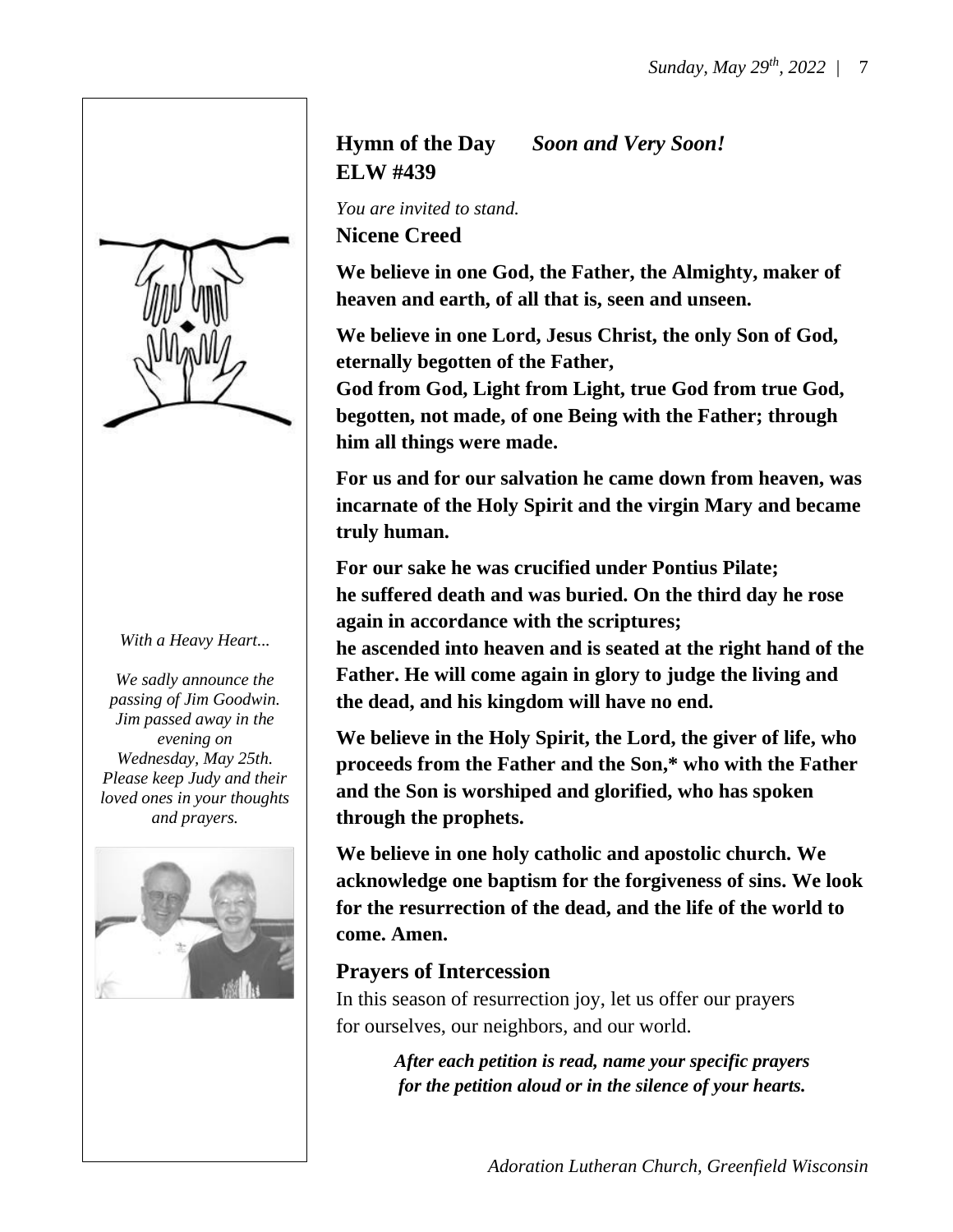## Hymn of the Day *Soon and Very Soon!* ELW #439

*You are invited to stand.*

## Nicene Creed

**We believe in one God, the Father, the Almighty, maker of heaven and earth, of all that is, seen and unseen.**

**We believe in one Lord, Jesus Christ, the only Son of God, eternally begotten of the Father,**
**God from God, Light from Light, true God from true God, begotten, not made, of one Being with the Father; through him all things were made.**

**For us and for our salvation he came down from heaven, was incarnate of the Holy Spirit and the virgin Mary and became truly human.**

**For our sake he was crucified under Pontius Pilate;**
**he suffered death and was buried. On the third day he rose again in accordance with the scriptures;**
**he ascended into heaven and is seated at the right hand of the Father. He will come again in glory to judge the living and the dead, and his kingdom will have no end.**

**We believe in the Holy Spirit, the Lord, the giver of life, who proceeds from the Father and the Son,* who with the Father and the Son is worshiped and glorified, who has spoken through the prophets.**

**We believe in one holy catholic and apostolic church. We acknowledge one baptism for the forgiveness of sins. We look for the resurrection of the dead, and the life of the world to come. Amen.**

## Prayers of Intercession

In this season of resurrection joy, let us offer our prayers for ourselves, our neighbors, and our world.

***After each petition is read, name your specific prayers for the petition aloud or in the silence of your hearts.***

*With a Heavy Heart...*

*We sadly announce the passing of Jim Goodwin. Jim passed away in the evening on Wednesday, May 25th. Please keep Judy and their loved ones in your thoughts and prayers.*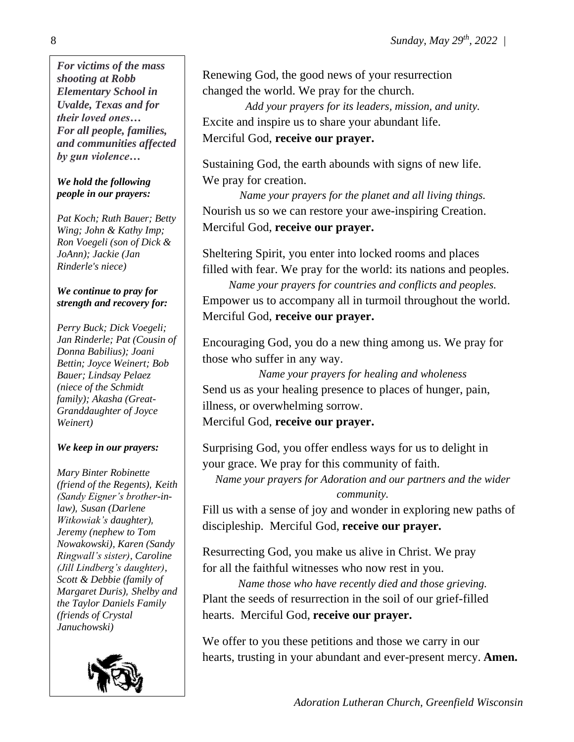***For victims of the mass shooting at Robb Elementary School in Uvalde, Texas and for their loved ones…***
***For all people, families, and communities affected by gun violence…***

***We hold the following people in our prayers:***

*Pat Koch; Ruth Bauer; Betty Wing; John & Kathy Imp; Ron Voegeli (son of Dick & JoAnn); Jackie (Jan Rinderle's niece)*

***We continue to pray for strength and recovery for:***

*Perry Buck; Dick Voegeli; Jan Rinderle; Pat (Cousin of Donna Babilius); Joani Bettin; Joyce Weinert; Bob Bauer; Lindsay Pelaez (niece of the Schmidt family); Akasha (Great-Granddaughter of Joyce Weinert)*

***We keep in our prayers:***

*Mary Binter Robinette (friend of the Regents), Keith (Sandy Eigner's brother-in-law), Susan (Darlene Witkowiak's daughter), Jeremy (nephew to Tom Nowakowski), Karen (Sandy Ringwall's sister), Caroline (Jill Lindberg's daughter), Scott & Debbie (family of Margaret Duris), Shelby and the Taylor Daniels Family (friends of Crystal Januchowski)*

Renewing God, the good news of your resurrection changed the world. We pray for the church.

*Add your prayers for its leaders, mission, and unity.*

Excite and inspire us to share your abundant life.
Merciful God, **receive our prayer.**

Sustaining God, the earth abounds with signs of new life. We pray for creation.

*Name your prayers for the planet and all living things.*

Nourish us so we can restore your awe-inspiring Creation.
Merciful God, **receive our prayer.**

Sheltering Spirit, you enter into locked rooms and places filled with fear. We pray for the world: its nations and peoples.

*Name your prayers for countries and conflicts and peoples.*

Empower us to accompany all in turmoil throughout the world.
Merciful God, **receive our prayer.**

Encouraging God, you do a new thing among us. We pray for those who suffer in any way.

*Name your prayers for healing and wholeness*

Send us as your healing presence to places of hunger, pain, illness, or overwhelming sorrow.
Merciful God, **receive our prayer.**

Surprising God, you offer endless ways for us to delight in your grace. We pray for this community of faith.

*Name your prayers for Adoration and our partners and the wider community.*

Fill us with a sense of joy and wonder in exploring new paths of discipleship. Merciful God, **receive our prayer.**

Resurrecting God, you make us alive in Christ. We pray for all the faithful witnesses who now rest in you.

*Name those who have recently died and those grieving.*

Plant the seeds of resurrection in the soil of our grief-filled hearts. Merciful God, **receive our prayer.**

We offer to you these petitions and those we carry in our hearts, trusting in your abundant and ever-present mercy. **Amen.**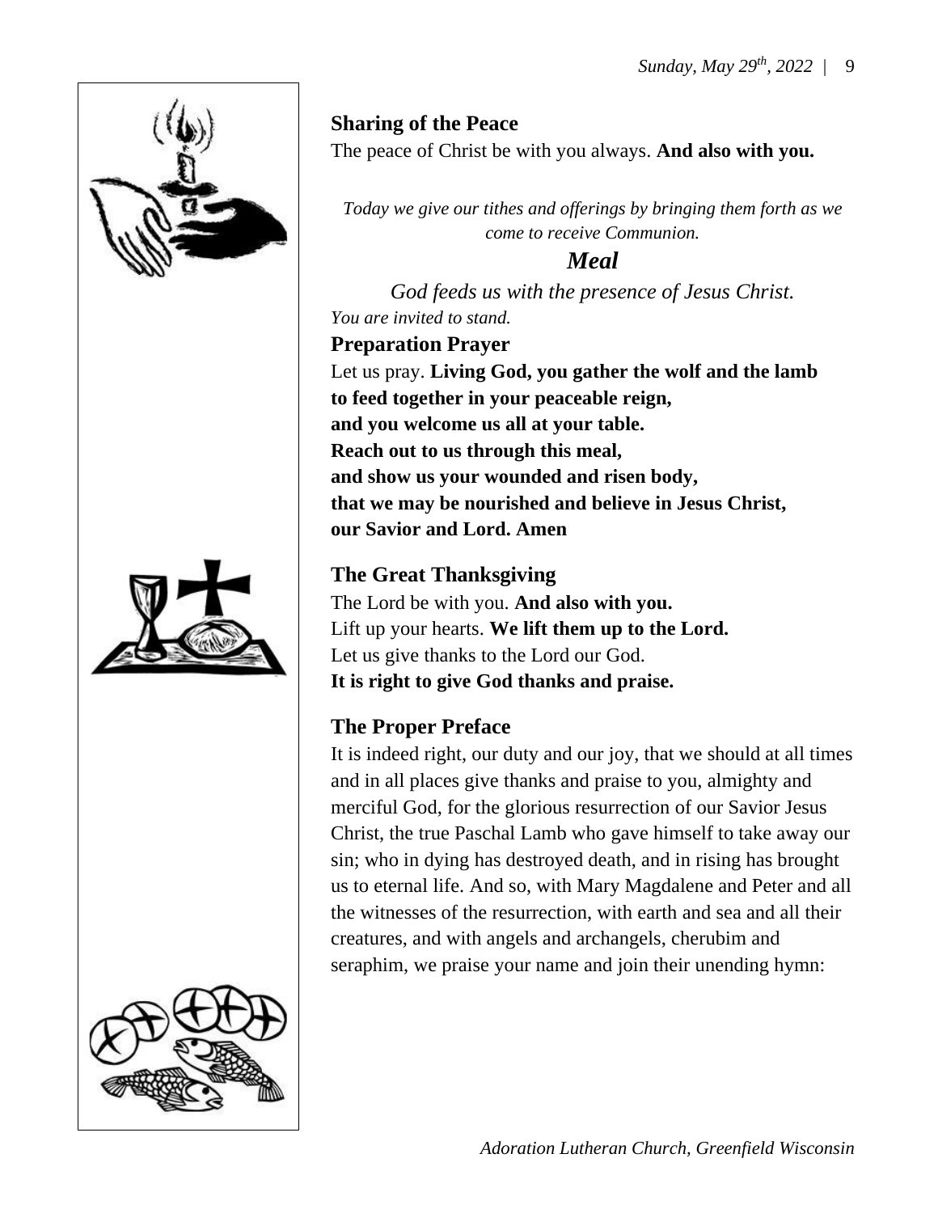### Sharing of the Peace

The peace of Christ be with you always. **And also with you.**

*Today we give our tithes and offerings by bringing them forth as we come to receive Communion.*

## *Meal*

*God feeds us with the presence of Jesus Christ.*

*You are invited to stand.*

### Preparation Prayer

Let us pray. **Living God, you gather the wolf and the lamb**
**to feed together in your peaceable reign,**
**and you welcome us all at your table.**
**Reach out to us through this meal,**
**and show us your wounded and risen body,**
**that we may be nourished and believe in Jesus Christ,**
**our Savior and Lord. Amen**

### The Great Thanksgiving

The Lord be with you. **And also with you.**
Lift up your hearts. **We lift them up to the Lord.**
Let us give thanks to the Lord our God.
**It is right to give God thanks and praise.**

### The Proper Preface

It is indeed right, our duty and our joy, that we should at all times and in all places give thanks and praise to you, almighty and merciful God, for the glorious resurrection of our Savior Jesus Christ, the true Paschal Lamb who gave himself to take away our sin; who in dying has destroyed death, and in rising has brought us to eternal life. And so, with Mary Magdalene and Peter and all the witnesses of the resurrection, with earth and sea and all their creatures, and with angels and archangels, cherubim and seraphim, we praise your name and join their unending hymn: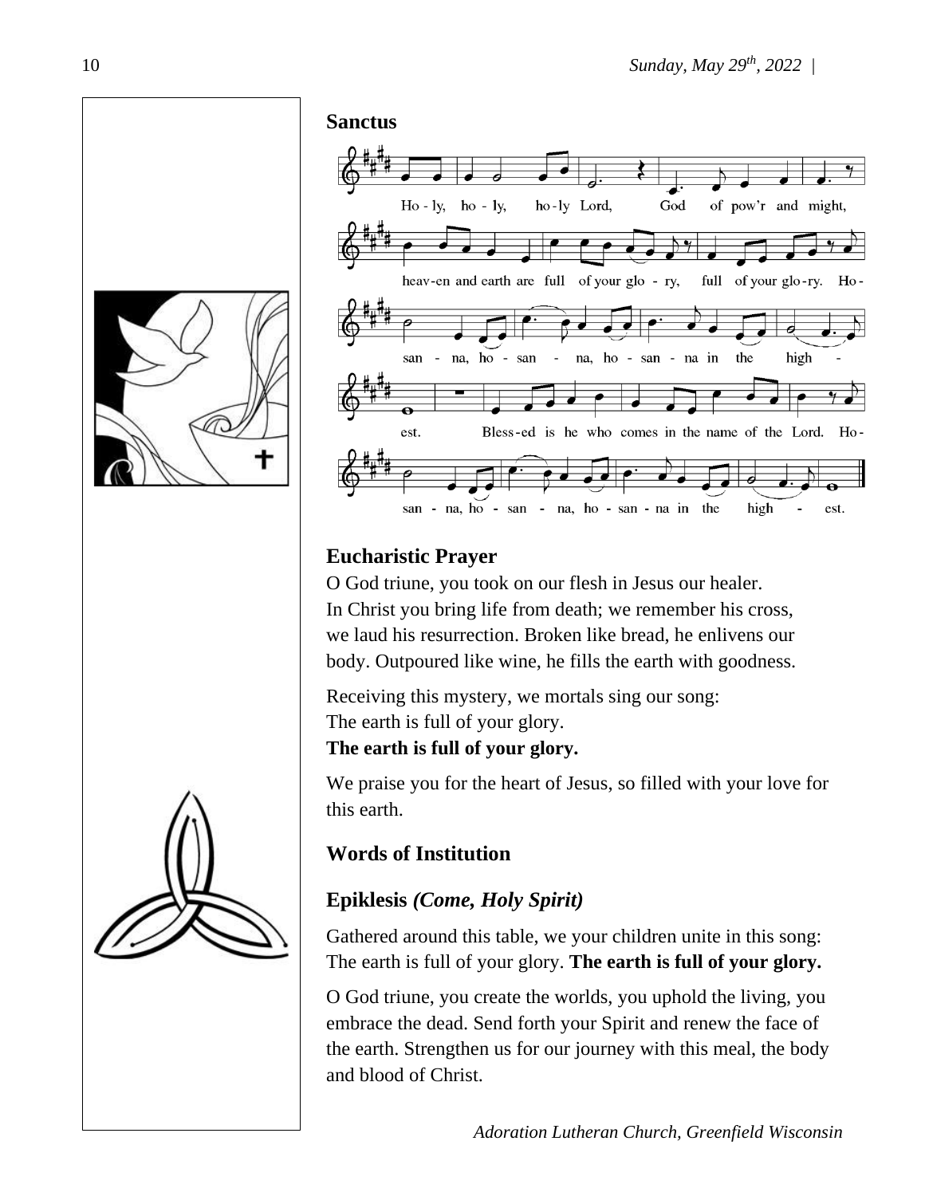## Sanctus

Ho - ly, ho - ly, ho-ly Lord, God of pow'r and might, heav-en and earth are full of your glo - ry, full of your glo-ry. Ho - san - na, ho - san - na, ho - san - na in the high - est. Bless-ed is he who comes in the name of the Lord. Ho - san - na, ho - san - na, ho - san - na in the high - est.

## Eucharistic Prayer

O God triune, you took on our flesh in Jesus our healer. In Christ you bring life from death; we remember his cross, we laud his resurrection. Broken like bread, he enlivens our body. Outpoured like wine, he fills the earth with goodness.

Receiving this mystery, we mortals sing our song:
The earth is full of your glory.
**The earth is full of your glory.**

We praise you for the heart of Jesus, so filled with your love for this earth.

## Words of Institution

## Epiklesis *(Come, Holy Spirit)*

Gathered around this table, we your children unite in this song: The earth is full of your glory. **The earth is full of your glory.**

O God triune, you create the worlds, you uphold the living, you embrace the dead. Send forth your Spirit and renew the face of the earth. Strengthen us for our journey with this meal, the body and blood of Christ.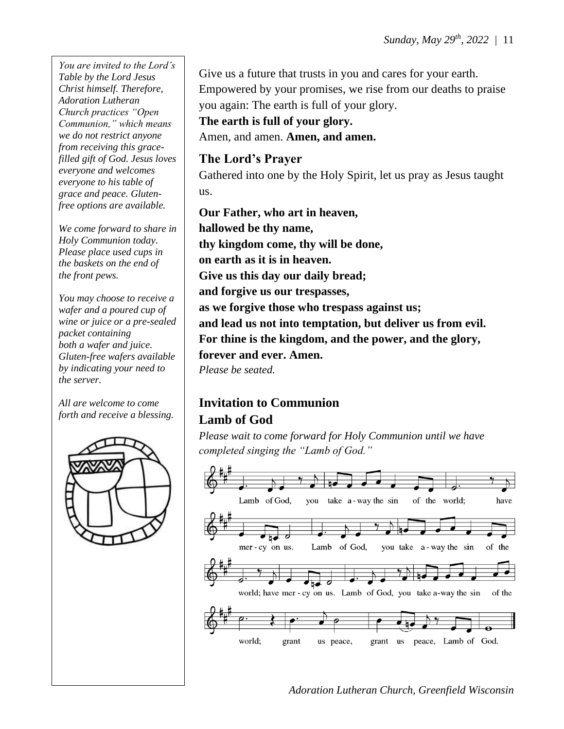*You are invited to the Lord's Table by the Lord Jesus Christ himself. Therefore, Adoration Lutheran Church practices "Open Communion," which means we do not restrict anyone from receiving this grace-filled gift of God. Jesus loves everyone and welcomes everyone to his table of grace and peace. Gluten-free options are available.*

*We come forward to share in Holy Communion today. Please place used cups in the baskets on the end of the front pews.*

*You may choose to receive a wafer and a poured cup of wine or juice or a pre-sealed packet containing both a wafer and juice. Gluten-free wafers available by indicating your need to the server.*

*All are welcome to come forth and receive a blessing.*

Give us a future that trusts in you and cares for your earth. Empowered by your promises, we rise from our deaths to praise you again: The earth is full of your glory.
**The earth is full of your glory.**
Amen, and amen. **Amen, and amen.**

## The Lord's Prayer

Gathered into one by the Holy Spirit, let us pray as Jesus taught us.

**Our Father, who art in heaven,**
**hallowed be thy name,**
**thy kingdom come, thy will be done,**
**on earth as it is in heaven.**
**Give us this day our daily bread;**
**and forgive us our trespasses,**
**as we forgive those who trespass against us;**
**and lead us not into temptation, but deliver us from evil.**
**For thine is the kingdom, and the power, and the glory,**
**forever and ever. Amen.**
*Please be seated.*

## Invitation to Communion

## Lamb of God

*Please wait to come forward for Holy Communion until we have completed singing the "Lamb of God."*

Lamb of God, you take a-way the sin of the world; have mer-cy on us. Lamb of God, you take a-way the sin of the world; have mer-cy on us. Lamb of God, you take a-way the sin of the world; grant us peace, grant us peace, Lamb of God.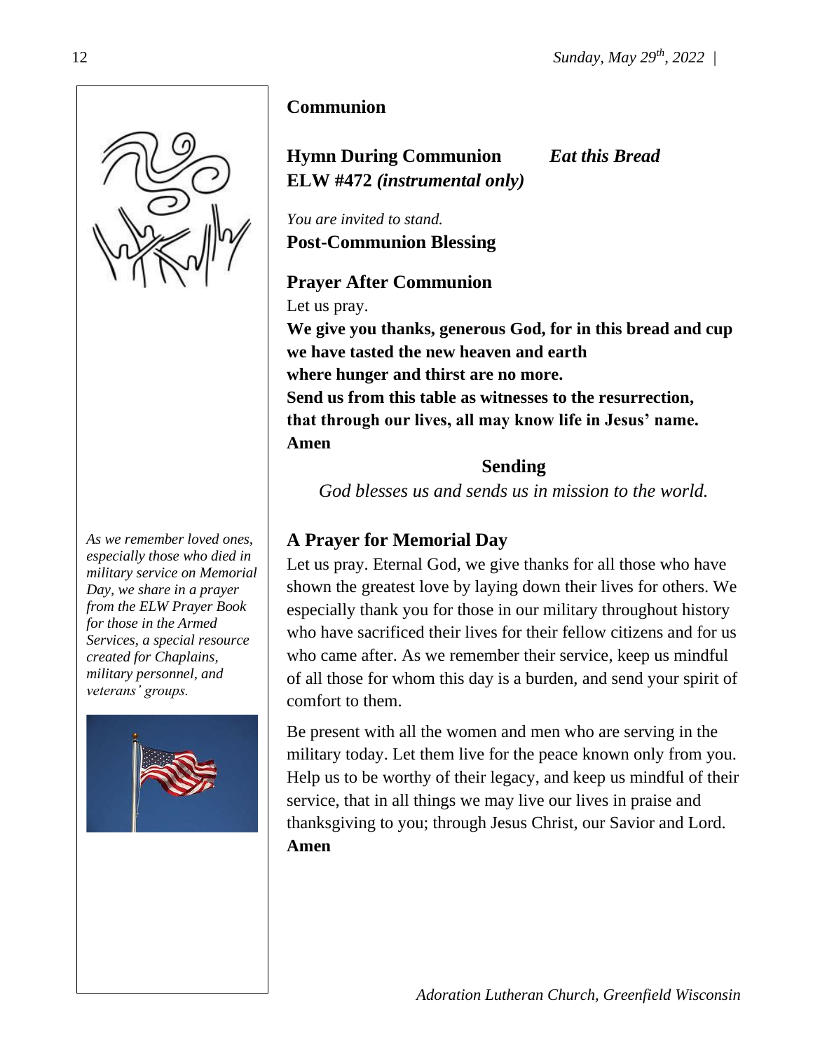## Communion

### Hymn During Communion *Eat this Bread*
**ELW #472** ***(instrumental only)***

*You are invited to stand.*

**Post-Communion Blessing**

### Prayer After Communion

Let us pray.

**We give you thanks, generous God, for in this bread and cup**
**we have tasted the new heaven and earth**
**where hunger and thirst are no more.**
**Send us from this table as witnesses to the resurrection,**
**that through our lives, all may know life in Jesus' name.**
**Amen**

## Sending

*God blesses us and sends us in mission to the world.*

*As we remember loved ones, especially those who died in military service on Memorial Day, we share in a prayer from the ELW Prayer Book for those in the Armed Services, a special resource created for Chaplains, military personnel, and veterans' groups.*

### A Prayer for Memorial Day

Let us pray. Eternal God, we give thanks for all those who have shown the greatest love by laying down their lives for others. We especially thank you for those in our military throughout history who have sacrificed their lives for their fellow citizens and for us who came after. As we remember their service, keep us mindful of all those for whom this day is a burden, and send your spirit of comfort to them.

Be present with all the women and men who are serving in the military today. Let them live for the peace known only from you. Help us to be worthy of their legacy, and keep us mindful of their service, that in all things we may live our lives in praise and thanksgiving to you; through Jesus Christ, our Savior and Lord.
**Amen**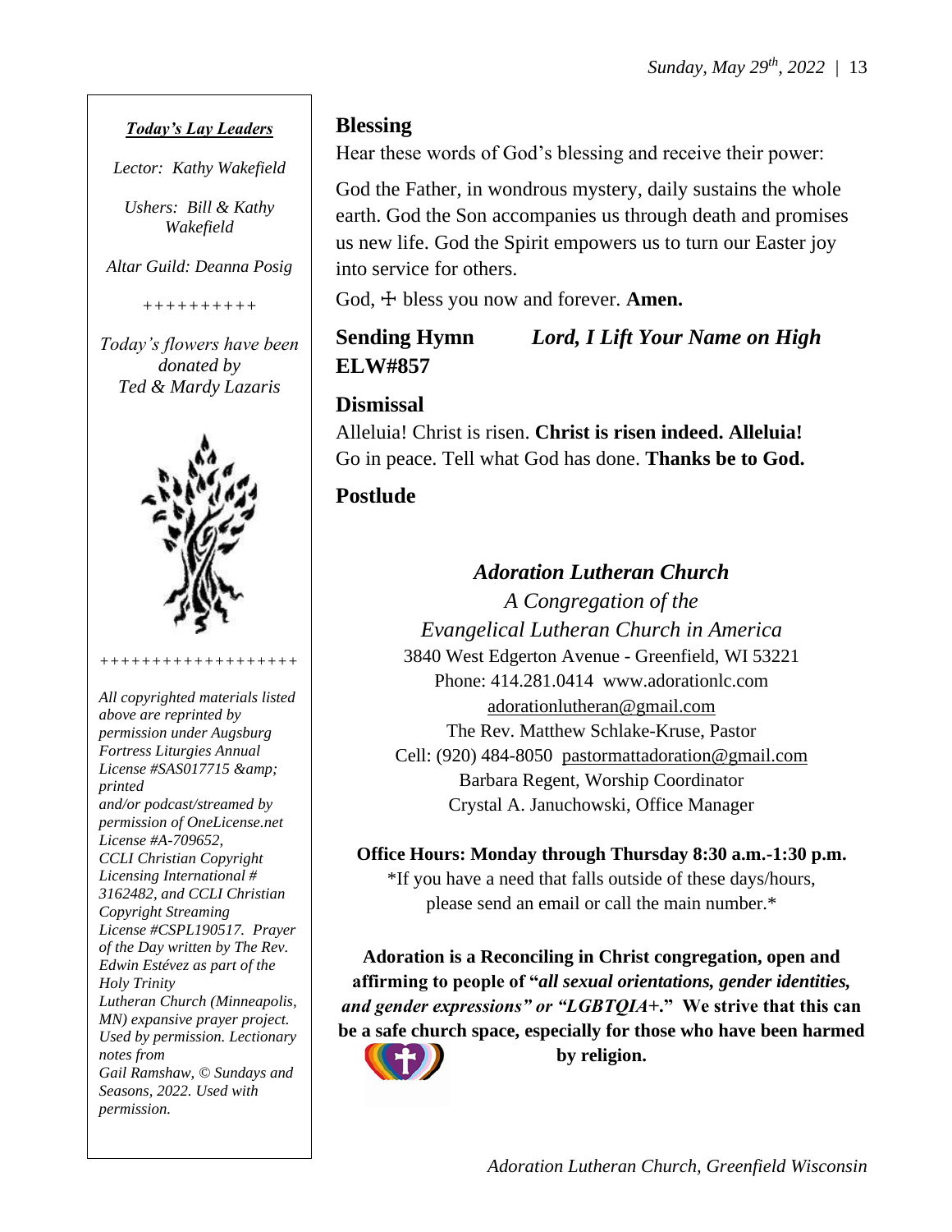*Today's Lay Leaders*

*Lector: Kathy Wakefield*

*Ushers: Bill & Kathy Wakefield*

*Altar Guild: Deanna Posig*

++++++++++

*Today's flowers have been donated by Ted & Mardy Lazaris*

++++++++++++++++++

*All copyrighted materials listed above are reprinted by permission under Augsburg Fortress Liturgies Annual License #SAS017715 &amp; printed and/or podcast/streamed by permission of OneLicense.net License #A-709652, CCLI Christian Copyright Licensing International # 3162482, and CCLI Christian Copyright Streaming License #CSPL190517. Prayer of the Day written by The Rev. Edwin Estévez as part of the Holy Trinity Lutheran Church (Minneapolis, MN) expansive prayer project. Used by permission. Lectionary notes from Gail Ramshaw, © Sundays and Seasons, 2022. Used with permission.*

## Blessing

Hear these words of God's blessing and receive their power:

God the Father, in wondrous mystery, daily sustains the whole earth. God the Son accompanies us through death and promises us new life. God the Spirit empowers us to turn our Easter joy into service for others.

God, ☩ bless you now and forever. **Amen.**

## Sending Hymn *Lord, I Lift Your Name on High* ELW#857

## Dismissal

Alleluia! Christ is risen. **Christ is risen indeed. Alleluia!**
Go in peace. Tell what God has done. **Thanks be to God.**

## Postlude

*Adoration Lutheran Church*

*A Congregation of the*
*Evangelical Lutheran Church in America*
3840 West Edgerton Avenue - Greenfield, WI 53221
Phone: 414.281.0414 www.adorationlc.com
adorationlutheran@gmail.com
The Rev. Matthew Schlake-Kruse, Pastor
Cell: (920) 484-8050 pastormattadoration@gmail.com
Barbara Regent, Worship Coordinator
Crystal A. Januchowski, Office Manager

**Office Hours: Monday through Thursday 8:30 a.m.-1:30 p.m.**
*If you have a need that falls outside of these days/hours, please send an email or call the main number.*

**Adoration is a Reconciling in Christ congregation, open and affirming to people of "*all sexual orientations, gender identities, and gender expressions" or "LGBTQIA+*." We strive that this can be a safe church space, especially for those who have been harmed by religion.**

*Adoration Lutheran Church, Greenfield Wisconsin*